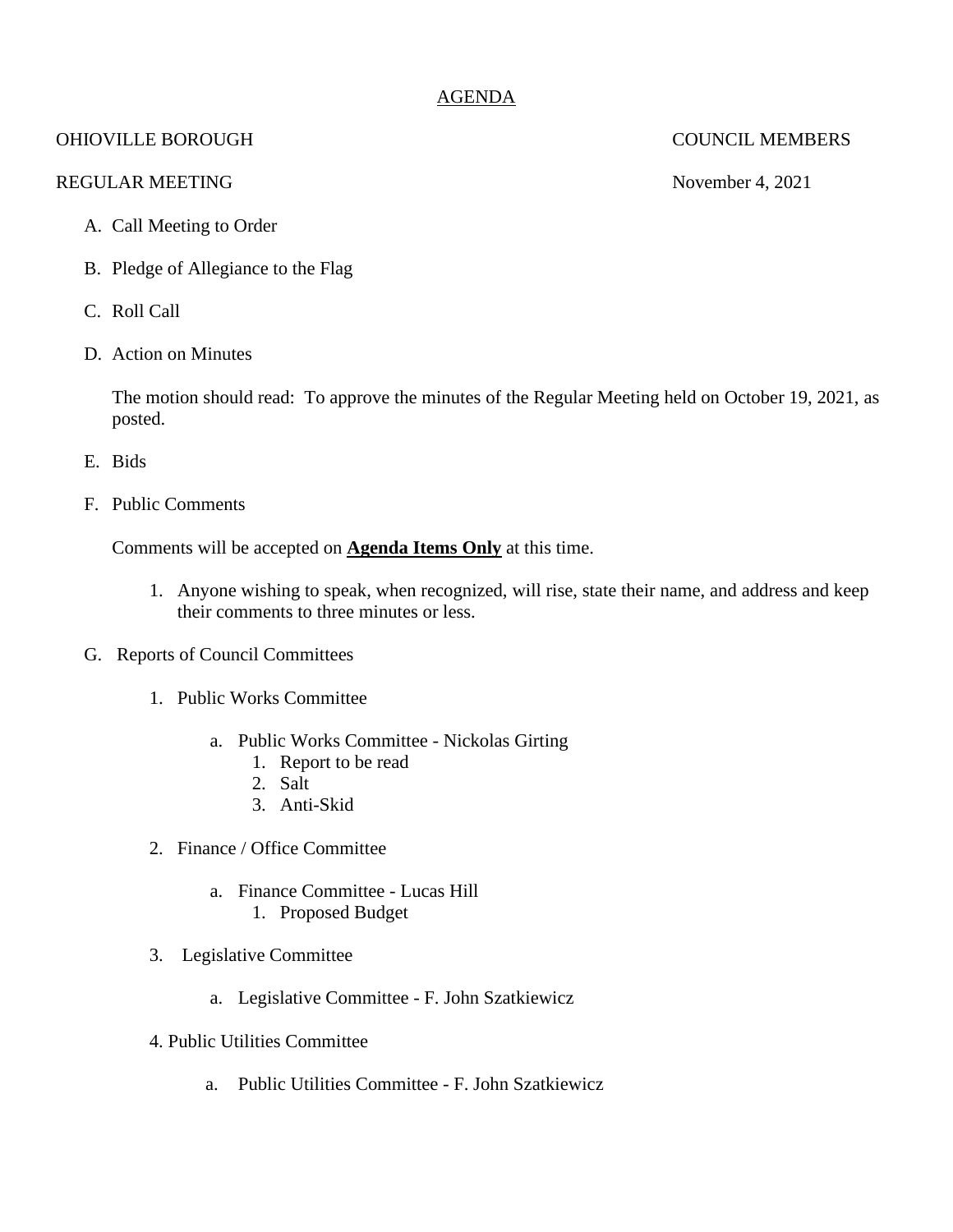# AGENDA

OHIOVILLE BOROUGH — COUNCIL MEMBERS

REGULAR MEETING — November 4, 2021

A. Call Meeting to Order

B. Pledge of Allegiance to the Flag

C. Roll Call

D. Action on Minutes

   The motion should read: To approve the minutes of the Regular Meeting held on October 19, 2021, as posted.

E. Bids

F. Public Comments

   Comments will be accepted on **Agenda Items Only** at this time.

   1. Anyone wishing to speak, when recognized, will rise, state their name, and address and keep their comments to three minutes or less.

G. Reports of Council Committees

   1. Public Works Committee

      a. Public Works Committee - Nickolas Girting
         1. Report to be read
         2. Salt
         3. Anti-Skid

   2. Finance / Office Committee

      a. Finance Committee - Lucas Hill
         1. Proposed Budget

   3. Legislative Committee

      a. Legislative Committee - F. John Szatkiewicz

   4. Public Utilities Committee

      a. Public Utilities Committee - F. John Szatkiewicz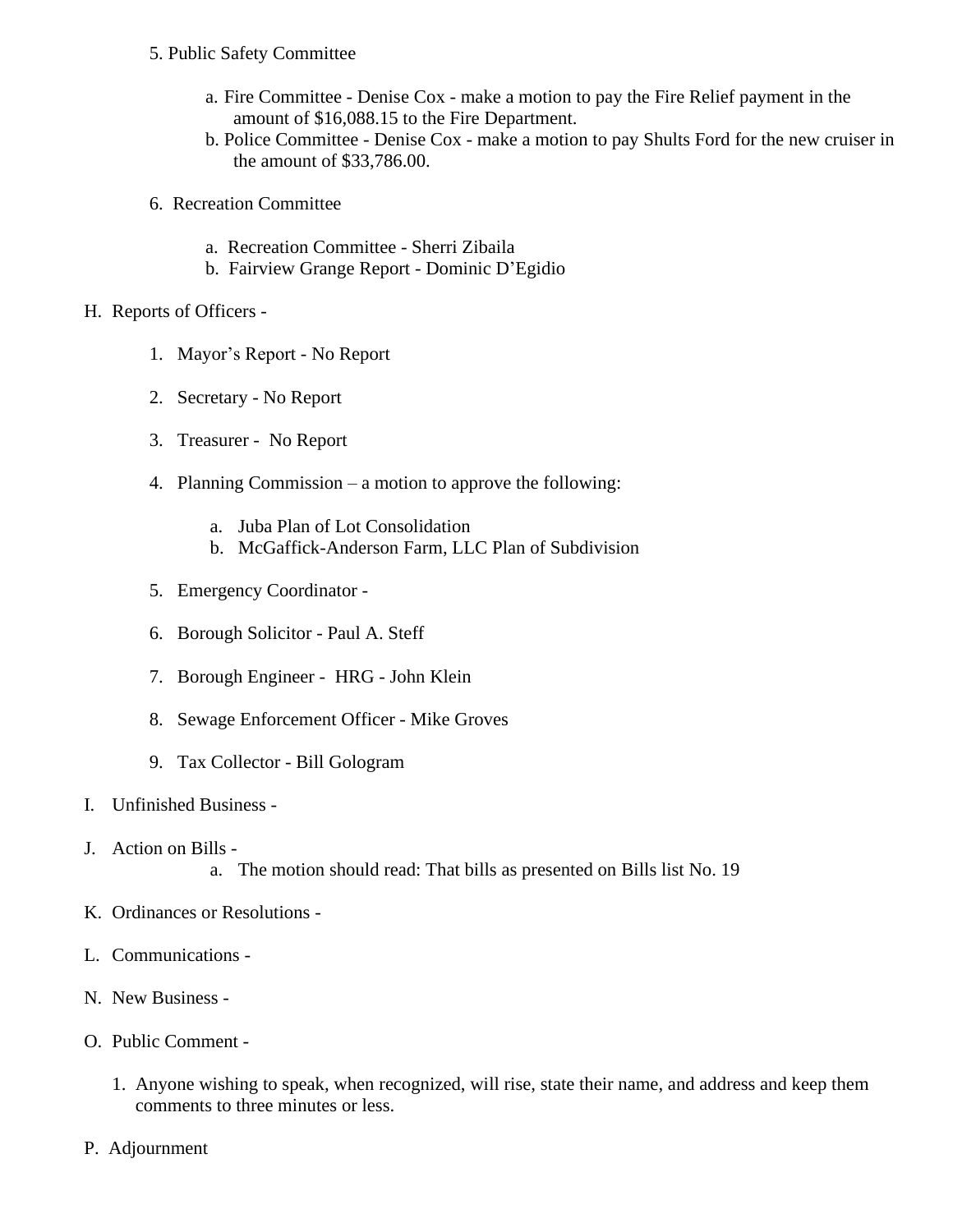5. Public Safety Committee

   a. Fire Committee - Denise Cox - make a motion to pay the Fire Relief payment in the amount of $16,088.15 to the Fire Department.
   b. Police Committee - Denise Cox - make a motion to pay Shults Ford for the new cruiser in the amount of $33,786.00.

6. Recreation Committee

   a. Recreation Committee - Sherri Zibaila
   b. Fairview Grange Report - Dominic D'Egidio

H. Reports of Officers -

1. Mayor's Report - No Report

2. Secretary - No Report

3. Treasurer - No Report

4. Planning Commission – a motion to approve the following:

   a. Juba Plan of Lot Consolidation
   b. McGaffick-Anderson Farm, LLC Plan of Subdivision

5. Emergency Coordinator -

6. Borough Solicitor - Paul A. Steff

7. Borough Engineer - HRG - John Klein

8. Sewage Enforcement Officer - Mike Groves

9. Tax Collector - Bill Gologram

I. Unfinished Business -

J. Action on Bills -

   a. The motion should read: That bills as presented on Bills list No. 19

K. Ordinances or Resolutions -

L. Communications -

N. New Business -

O. Public Comment -

1. Anyone wishing to speak, when recognized, will rise, state their name, and address and keep them comments to three minutes or less.

P. Adjournment